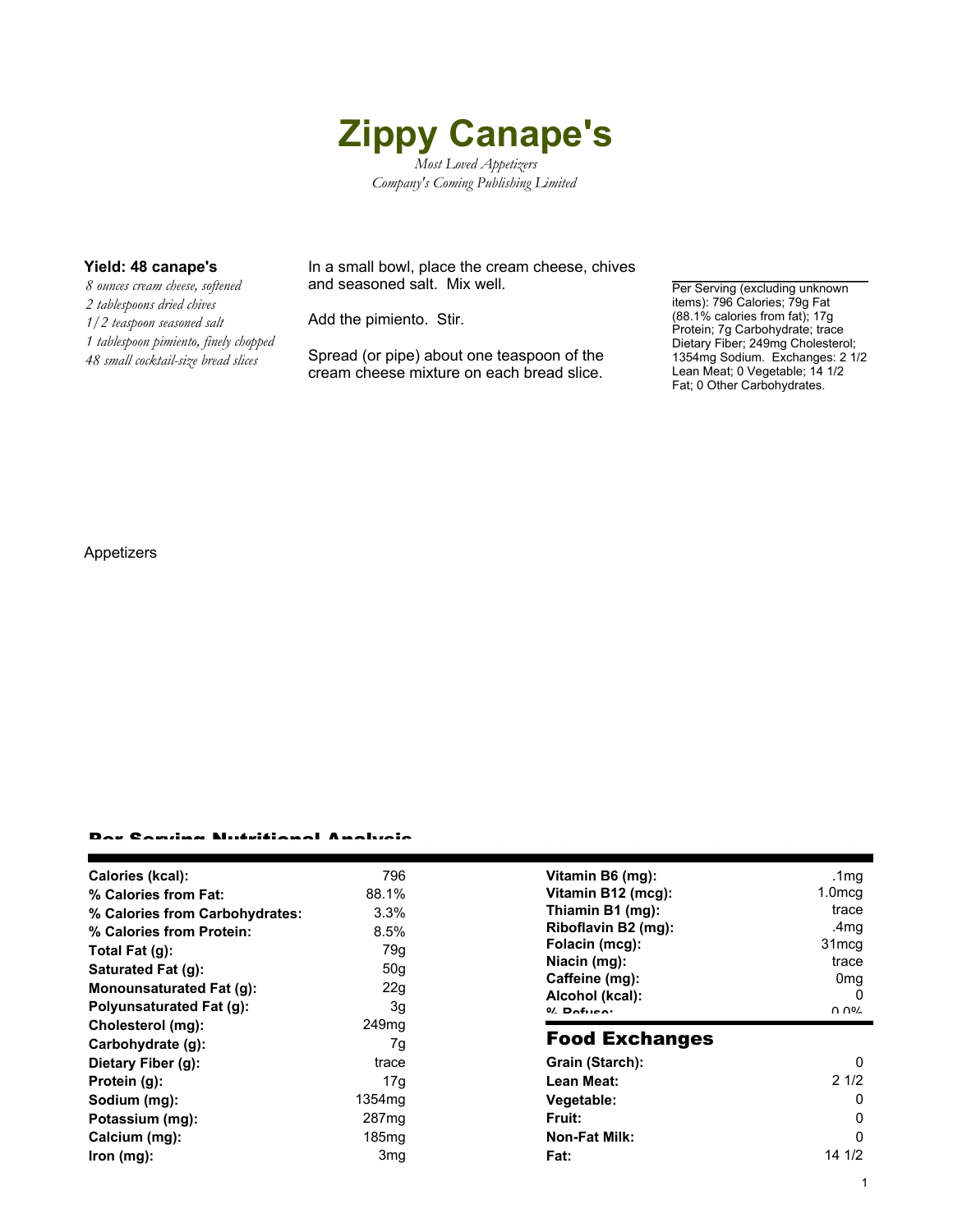# Zippy Canape's

*Most Loved Appetizers*
*Company's Coming Publishing Limited*

**Yield: 48 canape's**

*8 ounces cream cheese, softened*
*2 tablespoons dried chives*
*1/2 teaspoon seasoned salt*
*1 tablespoon pimiento, finely chopped*
*48 small cocktail-size bread slices*

In a small bowl, place the cream cheese, chives and seasoned salt. Mix well.

Add the pimiento. Stir.

Spread (or pipe) about one teaspoon of the cream cheese mixture on each bread slice.

Per Serving (excluding unknown items): 796 Calories; 79g Fat (88.1% calories from fat); 17g Protein; 7g Carbohydrate; trace Dietary Fiber; 249mg Cholesterol; 1354mg Sodium. Exchanges: 2 1/2 Lean Meat; 0 Vegetable; 14 1/2 Fat; 0 Other Carbohydrates.

Appetizers

## Per Serving Nutritional Analysis

| | |
|---|---|
| **Calories (kcal):** | 796 |
| **% Calories from Fat:** | 88.1% |
| **% Calories from Carbohydrates:** | 3.3% |
| **% Calories from Protein:** | 8.5% |
| **Total Fat (g):** | 79g |
| **Saturated Fat (g):** | 50g |
| **Monounsaturated Fat (g):** | 22g |
| **Polyunsaturated Fat (g):** | 3g |
| **Cholesterol (mg):** | 249mg |
| **Carbohydrate (g):** | 7g |
| **Dietary Fiber (g):** | trace |
| **Protein (g):** | 17g |
| **Sodium (mg):** | 1354mg |
| **Potassium (mg):** | 287mg |
| **Calcium (mg):** | 185mg |
| **Iron (mg):** | 3mg |
| **Vitamin B6 (mg):** | .1mg |
| **Vitamin B12 (mcg):** | 1.0mcg |
| **Thiamin B1 (mg):** | trace |
| **Riboflavin B2 (mg):** | .4mg |
| **Folacin (mcg):** | 31mcg |
| **Niacin (mg):** | trace |
| **Caffeine (mg):** | 0mg |
| **Alcohol (kcal):** | 0 |
| **% Refuse:** | 0.0% |

## Food Exchanges

| | |
|---|---|
| **Grain (Starch):** | 0 |
| **Lean Meat:** | 2 1/2 |
| **Vegetable:** | 0 |
| **Fruit:** | 0 |
| **Non-Fat Milk:** | 0 |
| **Fat:** | 14 1/2 |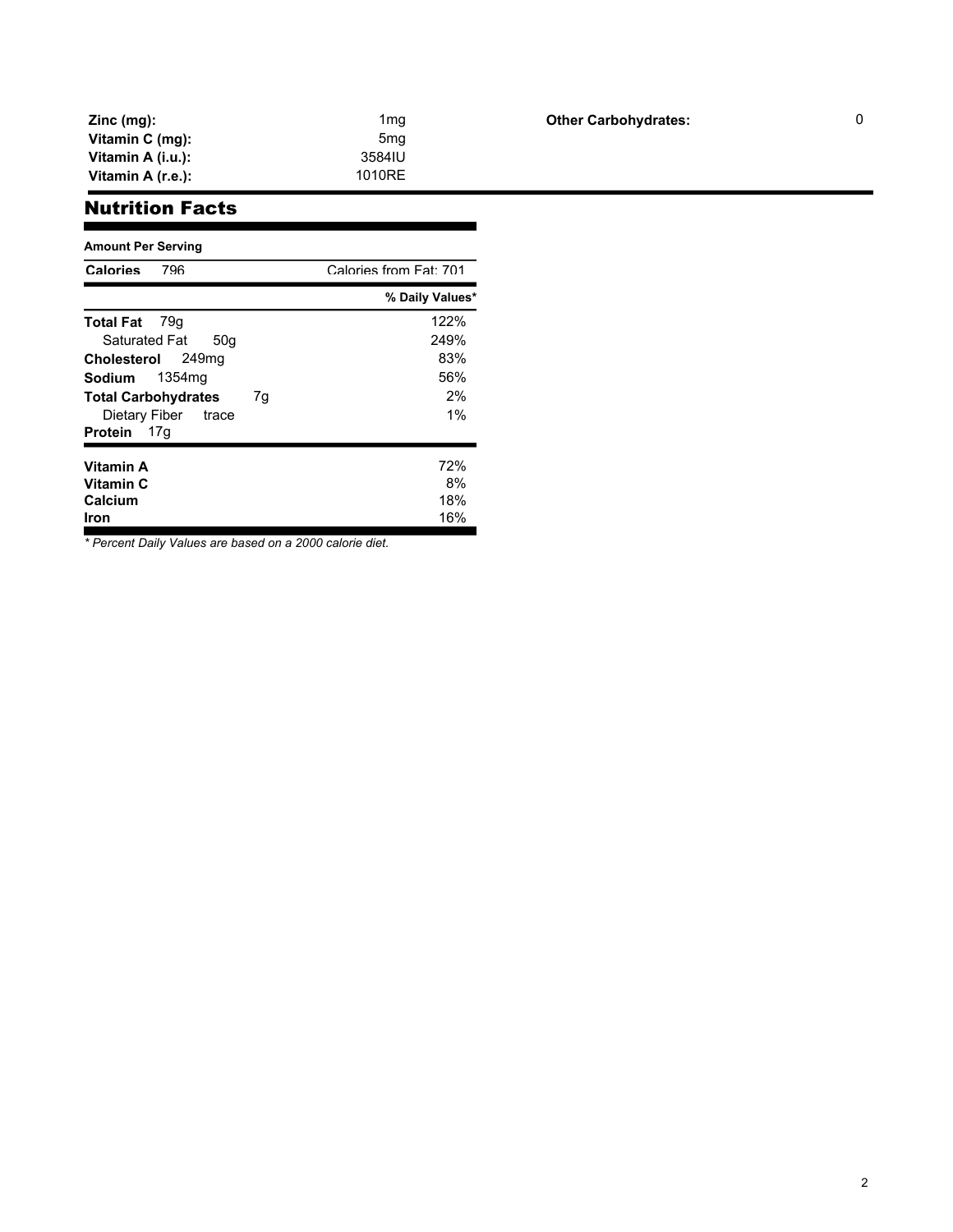| | |
|---|---|
| **Zinc (mg):** | 1mg |
| **Vitamin C (mg):** | 5mg |
| **Vitamin A (i.u.):** | 3584IU |
| **Vitamin A (r.e.):** | 1010RE |

**Other Carbohydrates:** 0

## Nutrition Facts

**Amount Per Serving**

| | |
|---|---|
| **Calories** 796 | Calories from Fat: 701 |
| | **% Daily Values*** |
| **Total Fat** 79g | 122% |
| Saturated Fat 50g | 249% |
| **Cholesterol** 249mg | 83% |
| **Sodium** 1354mg | 56% |
| **Total Carbohydrates** 7g | 2% |
| Dietary Fiber trace | 1% |
| **Protein** 17g | |
| **Vitamin A** | 72% |
| **Vitamin C** | 8% |
| **Calcium** | 18% |
| **Iron** | 16% |

*\* Percent Daily Values are based on a 2000 calorie diet.*